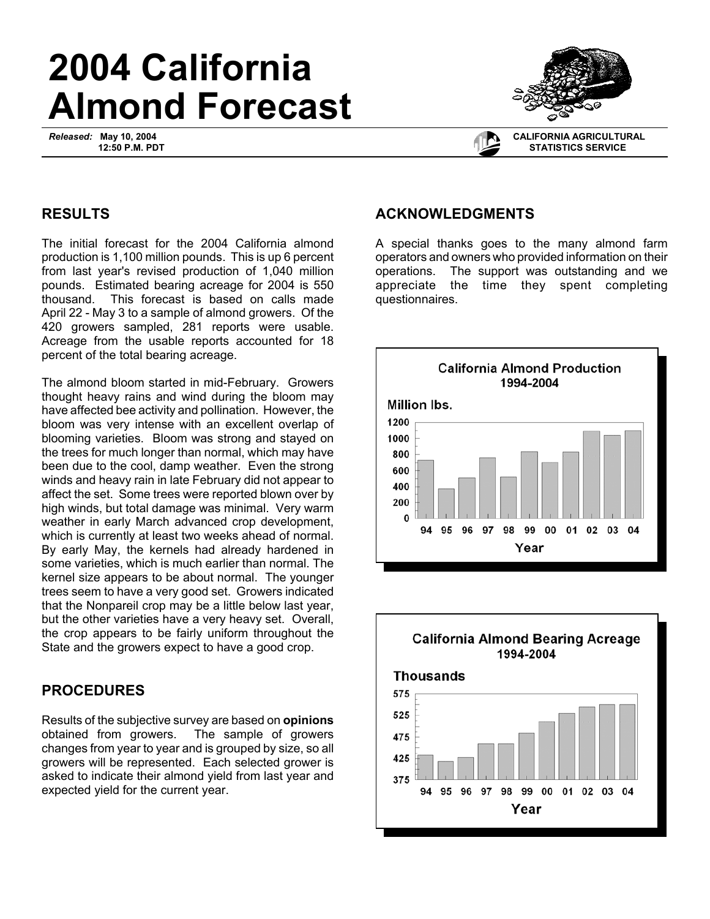# 2004 California Almond Forecast

*Released:* **May 10, 2004**
**12:50 P.M. PDT**

**CALIFORNIA AGRICULTURAL STATISTICS SERVICE**

## RESULTS

The initial forecast for the 2004 California almond production is 1,100 million pounds. This is up 6 percent from last year's revised production of 1,040 million pounds. Estimated bearing acreage for 2004 is 550 thousand. This forecast is based on calls made April 22 - May 3 to a sample of almond growers. Of the 420 growers sampled, 281 reports were usable. Acreage from the usable reports accounted for 18 percent of the total bearing acreage.

The almond bloom started in mid-February. Growers thought heavy rains and wind during the bloom may have affected bee activity and pollination. However, the bloom was very intense with an excellent overlap of blooming varieties. Bloom was strong and stayed on the trees for much longer than normal, which may have been due to the cool, damp weather. Even the strong winds and heavy rain in late February did not appear to affect the set. Some trees were reported blown over by high winds, but total damage was minimal. Very warm weather in early March advanced crop development, which is currently at least two weeks ahead of normal. By early May, the kernels had already hardened in some varieties, which is much earlier than normal. The kernel size appears to be about normal. The younger trees seem to have a very good set. Growers indicated that the Nonpareil crop may be a little below last year, but the other varieties have a very heavy set. Overall, the crop appears to be fairly uniform throughout the State and the growers expect to have a good crop.

## PROCEDURES

Results of the subjective survey are based on **opinions** obtained from growers. The sample of growers changes from year to year and is grouped by size, so all growers will be represented. Each selected grower is asked to indicate their almond yield from last year and expected yield for the current year.

## ACKNOWLEDGMENTS

A special thanks goes to the many almond farm operators and owners who provided information on their operations. The support was outstanding and we appreciate the time they spent completing questionnaires.

**California Almond Production 1994-2004**

Million lbs.

Year: 94 95 96 97 98 99 00 01 02 03 04

**California Almond Bearing Acreage 1994-2004**

Thousands

Year: 94 95 96 97 98 99 00 01 02 03 04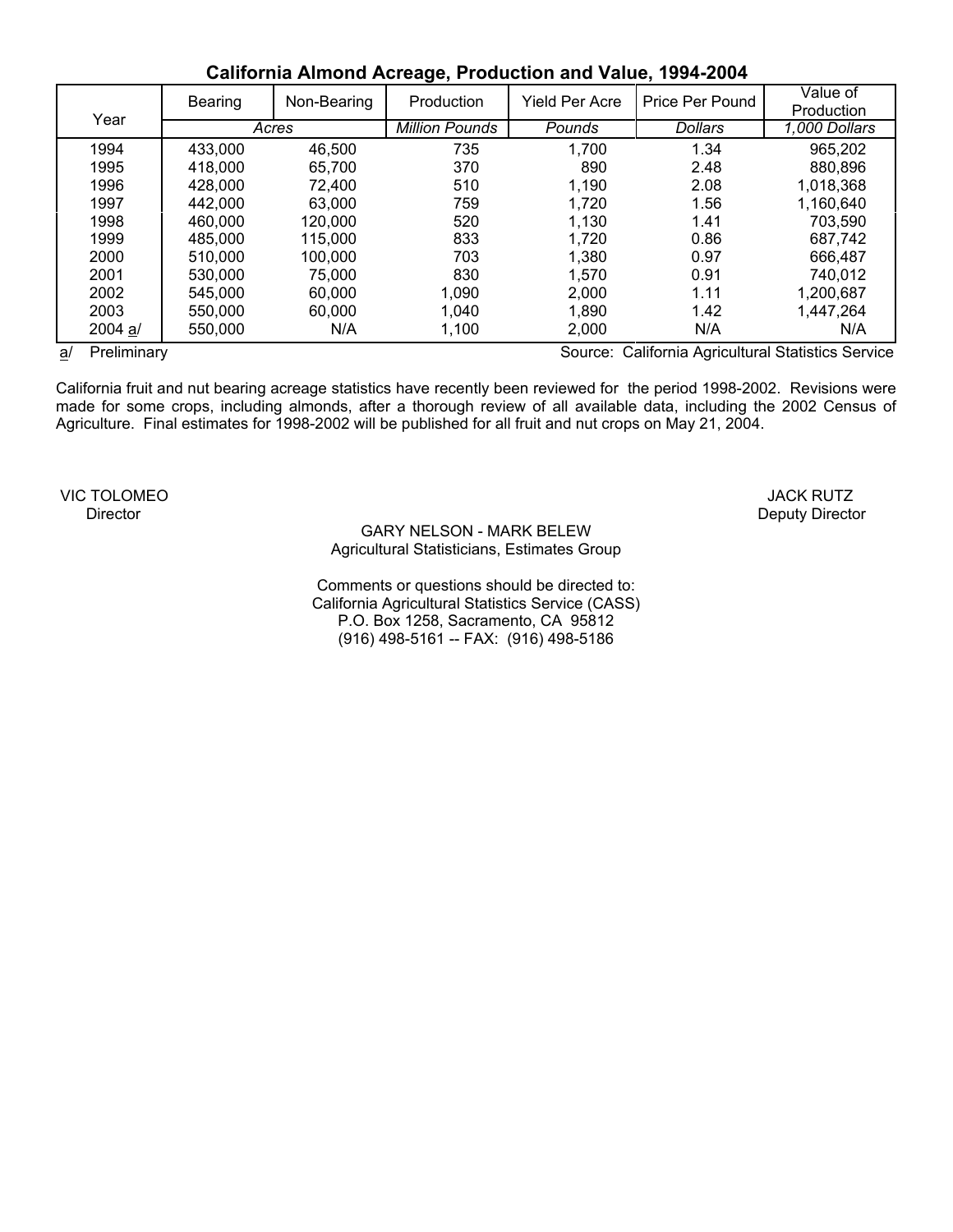## California Almond Acreage, Production and Value, 1994-2004

| Year | Bearing | Non-Bearing | Production | Yield Per Acre | Price Per Pound | Value of Production |
|---|---|---|---|---|---|---|
| | *Acres* | | *Million Pounds* | *Pounds* | *Dollars* | *1,000 Dollars* |
| 1994 | 433,000 | 46,500 | 735 | 1,700 | 1.34 | 965,202 |
| 1995 | 418,000 | 65,700 | 370 | 890 | 2.48 | 880,896 |
| 1996 | 428,000 | 72,400 | 510 | 1,190 | 2.08 | 1,018,368 |
| 1997 | 442,000 | 63,000 | 759 | 1,720 | 1.56 | 1,160,640 |
| 1998 | 460,000 | 120,000 | 520 | 1,130 | 1.41 | 703,590 |
| 1999 | 485,000 | 115,000 | 833 | 1,720 | 0.86 | 687,742 |
| 2000 | 510,000 | 100,000 | 703 | 1,380 | 0.97 | 666,487 |
| 2001 | 530,000 | 75,000 | 830 | 1,570 | 0.91 | 740,012 |
| 2002 | 545,000 | 60,000 | 1,090 | 2,000 | 1.11 | 1,200,687 |
| 2003 | 550,000 | 60,000 | 1,040 | 1,890 | 1.42 | 1,447,264 |
| 2004 a/ | 550,000 | N/A | 1,100 | 2,000 | N/A | N/A |

a/ Preliminary

Source: California Agricultural Statistics Service

California fruit and nut bearing acreage statistics have recently been reviewed for the period 1998-2002. Revisions were made for some crops, including almonds, after a thorough review of all available data, including the 2002 Census of Agriculture. Final estimates for 1998-2002 will be published for all fruit and nut crops on May 21, 2004.

VIC TOLOMEO
Director

JACK RUTZ
Deputy Director

GARY NELSON - MARK BELEW
Agricultural Statisticians, Estimates Group

Comments or questions should be directed to:
California Agricultural Statistics Service (CASS)
P.O. Box 1258, Sacramento, CA 95812
(916) 498-5161 -- FAX: (916) 498-5186